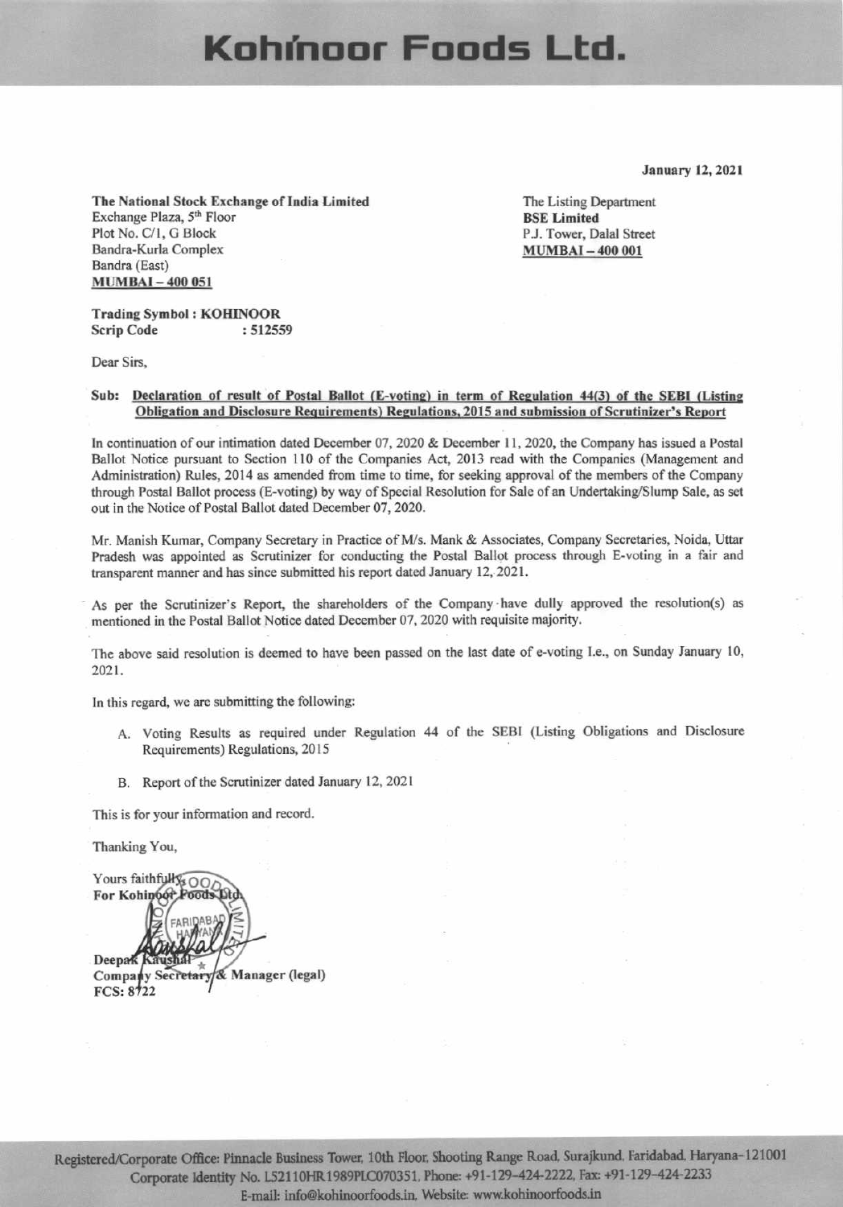# Kohinoor Foods Ltd.

**January 12, 2021**

**The National Stock Exchange of India Limited**
Exchange Plaza, 5th Floor
Plot No. C/1, G Block
Bandra-Kurla Complex
Bandra (East)
**MUMBAI – 400 051**

The Listing Department
**BSE Limited**
P.J. Tower, Dalal Street
**MUMBAI – 400 001**

**Trading Symbol : KOHINOOR**
**Scrip Code : 512559**

Dear Sirs,

**Sub: Declaration of result of Postal Ballot (E-voting) in term of Regulation 44(3) of the SEBI (Listing Obligation and Disclosure Requirements) Regulations, 2015 and submission of Scrutinizer's Report**

In continuation of our intimation dated December 07, 2020 & December 11, 2020, the Company has issued a Postal Ballot Notice pursuant to Section 110 of the Companies Act, 2013 read with the Companies (Management and Administration) Rules, 2014 as amended from time to time, for seeking approval of the members of the Company through Postal Ballot process (E-voting) by way of Special Resolution for Sale of an Undertaking/Slump Sale, as set out in the Notice of Postal Ballot dated December 07, 2020.

Mr. Manish Kumar, Company Secretary in Practice of M/s. Mank & Associates, Company Secretaries, Noida, Uttar Pradesh was appointed as Scrutinizer for conducting the Postal Ballot process through E-voting in a fair and transparent manner and has since submitted his report dated January 12, 2021.

As per the Scrutinizer's Report, the shareholders of the Company have dully approved the resolution(s) as mentioned in the Postal Ballot Notice dated December 07, 2020 with requisite majority.

The above said resolution is deemed to have been passed on the last date of e-voting I.e., on Sunday January 10, 2021.

In this regard, we are submitting the following:

A. Voting Results as required under Regulation 44 of the SEBI (Listing Obligations and Disclosure Requirements) Regulations, 2015

B. Report of the Scrutinizer dated January 12, 2021

This is for your information and record.

Thanking You,

Yours faithfully,
**For Kohinoor Foods Ltd.**

**Deepak Kaushal**
**Company Secretary & Manager (legal)**
**FCS: 8722**

Registered/Corporate Office: Pinnacle Business Tower, 10th Floor, Shooting Range Road, Surajkund, Faridabad, Haryana-121001
Corporate Identity No. L52110HR1989PLC070351, Phone: +91-129-424-2222, Fax: +91-129-424-2233
E-mail: info@kohinoorfoods.in, Website: www.kohinoorfoods.in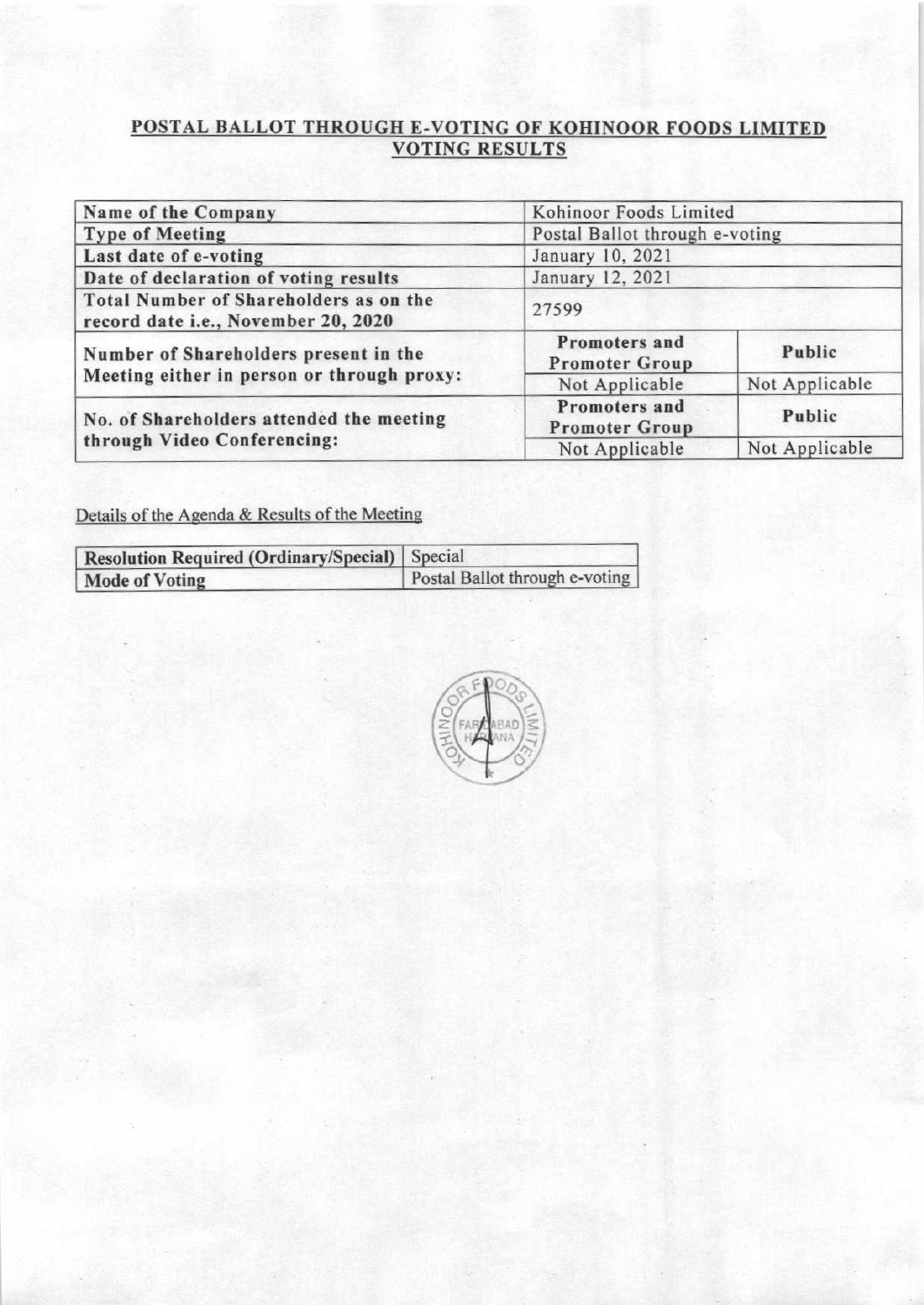## POSTAL BALLOT THROUGH E-VOTING OF KOHINOOR FOODS LIMITED
## VOTING RESULTS

| Name of the Company | Kohinoor Foods Limited | |
|---|---|---|
| Type of Meeting | Postal Ballot through e-voting | |
| Last date of e-voting | January 10, 2021 | |
| Date of declaration of voting results | January 12, 2021 | |
| Total Number of Shareholders as on the record date i.e., November 20, 2020 | 27599 | |
| Number of Shareholders present in the Meeting either in person or through proxy: | Promoters and Promoter Group | Public |
| | Not Applicable | Not Applicable |
| No. of Shareholders attended the meeting through Video Conferencing: | Promoters and Promoter Group | Public |
| | Not Applicable | Not Applicable |

Details of the Agenda & Results of the Meeting

| Resolution Required (Ordinary/Special) | Special |
|---|---|
| Mode of Voting | Postal Ballot through e-voting |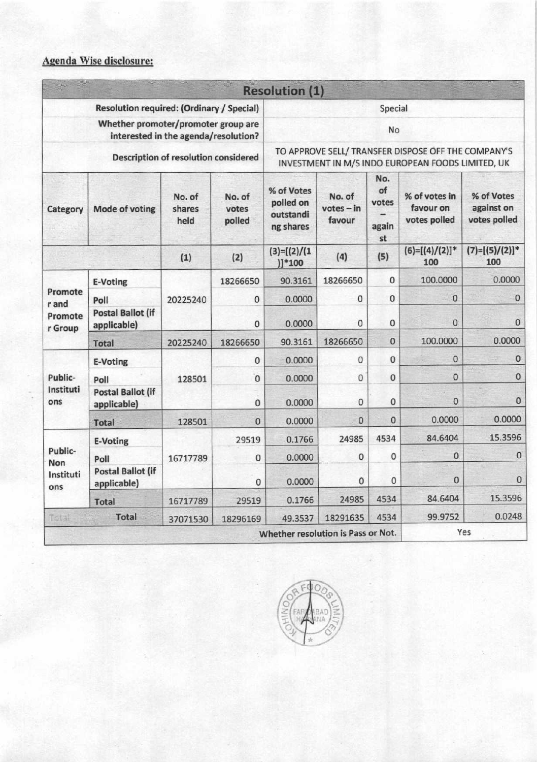**Agenda Wise disclosure:**

| Resolution (1) | | | | | | | | |
|---|---|---|---|---|---|---|---|---|
| Resolution required: (Ordinary / Special) | | | | Special | | | | |
| Whether promoter/promoter group are interested in the agenda/resolution? | | | | No | | | | |
| Description of resolution considered | | | | TO APPROVE SELL/ TRANSFER DISPOSE OFF THE COMPANY'S INVESTMENT IN M/S INDO EUROPEAN FOODS LIMITED, UK | | | | |
| Category | Mode of voting | No. of shares held | No. of votes polled | % of Votes polled on outstanding shares | No. of votes – in favour | No. of votes – against | % of votes in favour on votes polled | % of Votes against on votes polled |
| | | (1) | (2) | (3)=[(2)/(1)]*100 | (4) | (5) | (6)=[(4)/(2)]*100 | (7)=[(5)/(2)]*100 |
| Promoter and Promoter Group | E-Voting | 20225240 | 18266650 | 90.3161 | 18266650 | 0 | 100.0000 | 0.0000 |
| | Poll | | 0 | 0.0000 | 0 | 0 | 0 | 0 |
| | Postal Ballot (if applicable) | | 0 | 0.0000 | 0 | 0 | 0 | 0 |
| | Total | 20225240 | 18266650 | 90.3161 | 18266650 | 0 | 100.0000 | 0.0000 |
| Public-Institutions | E-Voting | 128501 | 0 | 0.0000 | 0 | 0 | 0 | 0 |
| | Poll | | 0 | 0.0000 | 0 | 0 | 0 | 0 |
| | Postal Ballot (if applicable) | | 0 | 0.0000 | 0 | 0 | 0 | 0 |
| | Total | 128501 | 0 | 0.0000 | 0 | 0 | 0.0000 | 0.0000 |
| Public-Non Institutions | E-Voting | 16717789 | 29519 | 0.1766 | 24985 | 4534 | 84.6404 | 15.3596 |
| | Poll | | 0 | 0.0000 | 0 | 0 | 0 | 0 |
| | Postal Ballot (if applicable) | | 0 | 0.0000 | 0 | 0 | 0 | 0 |
| | Total | 16717789 | 29519 | 0.1766 | 24985 | 4534 | 84.6404 | 15.3596 |
| Total | Total | 37071530 | 18296169 | 49.3537 | 18291635 | 4534 | 99.9752 | 0.0248 |
| | | | | Whether resolution is Pass or Not. | | | Yes | |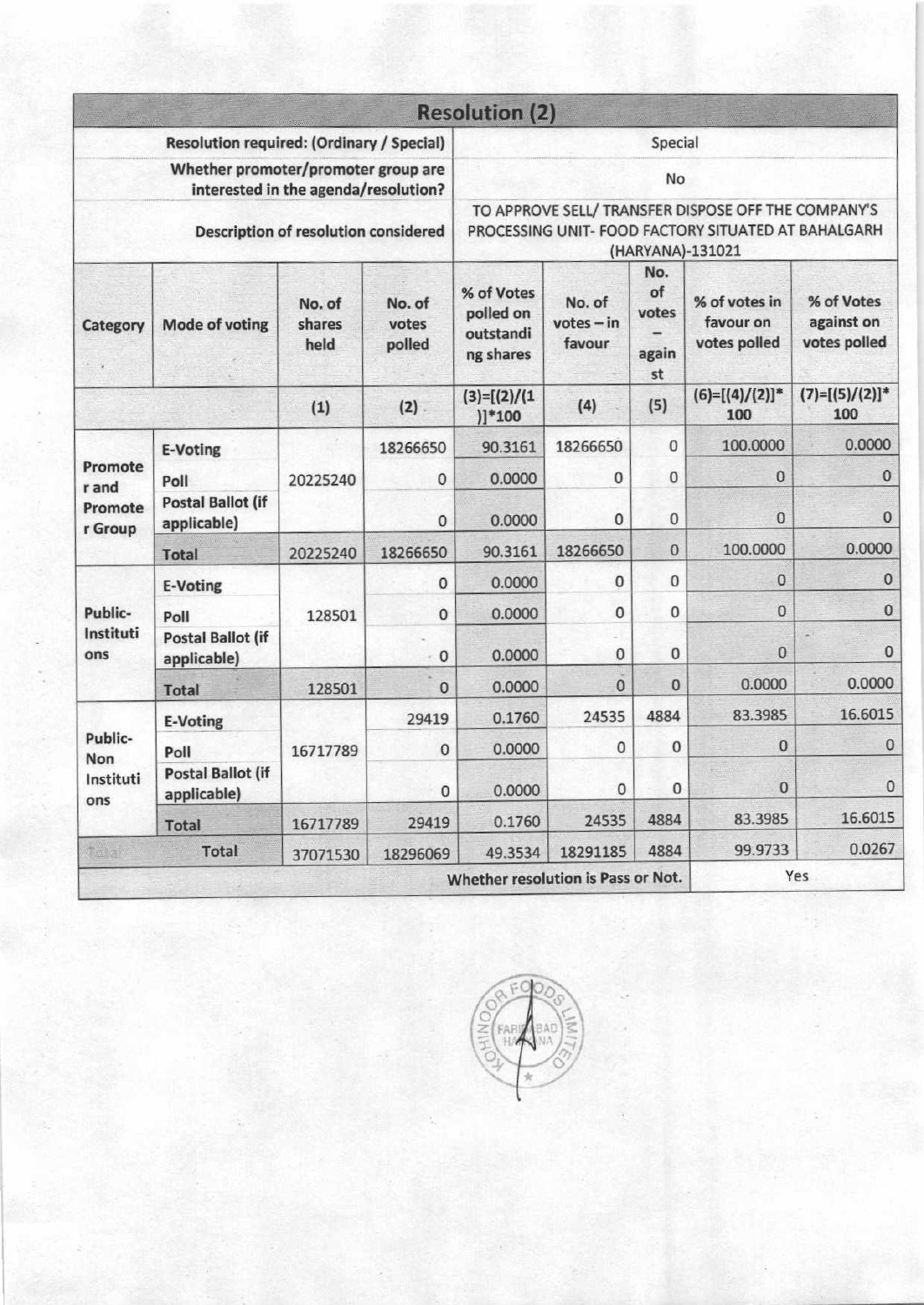## Resolution (2)

| | | | | | | | | |
|---|---|---|---|---|---|---|---|---|
| Resolution required: (Ordinary / Special) | | | | Special | | | | |
| Whether promoter/promoter group are interested in the agenda/resolution? | | | | No | | | | |
| Description of resolution considered | | | | TO APPROVE SELL/ TRANSFER DISPOSE OFF THE COMPANY'S PROCESSING UNIT- FOOD FACTORY SITUATED AT BAHALGARH (HARYANA)-131021 | | | | |
| Category | Mode of voting | No. of shares held | No. of votes polled | % of Votes polled on outstanding shares | No. of votes – in favour | No. of votes – against | % of votes in favour on votes polled | % of Votes against on votes polled |
| | | (1) | (2) | (3)=[(2)/(1)]*100 | (4) | (5) | (6)=[(4)/(2)]*100 | (7)=[(5)/(2)]*100 |
| Promoter and Promoter Group | E-Voting | 20225240 | 18266650 | 90.3161 | 18266650 | 0 | 100.0000 | 0.0000 |
| | Poll | | 0 | 0.0000 | 0 | 0 | 0 | 0 |
| | Postal Ballot (if applicable) | | 0 | 0.0000 | 0 | 0 | 0 | 0 |
| | Total | 20225240 | 18266650 | 90.3161 | 18266650 | 0 | 100.0000 | 0.0000 |
| Public-Institutions | E-Voting | 128501 | 0 | 0.0000 | 0 | 0 | 0 | 0 |
| | Poll | | 0 | 0.0000 | 0 | 0 | 0 | 0 |
| | Postal Ballot (if applicable) | | 0 | 0.0000 | 0 | 0 | 0 | 0 |
| | Total | 128501 | 0 | 0.0000 | 0 | 0 | 0.0000 | 0.0000 |
| Public-Non Institutions | E-Voting | 16717789 | 29419 | 0.1760 | 24535 | 4884 | 83.3985 | 16.6015 |
| | Poll | | 0 | 0.0000 | 0 | 0 | 0 | 0 |
| | Postal Ballot (if applicable) | | 0 | 0.0000 | 0 | 0 | 0 | 0 |
| | Total | 16717789 | 29419 | 0.1760 | 24535 | 4884 | 83.3985 | 16.6015 |
| Total | Total | 37071530 | 18296069 | 49.3534 | 18291185 | 4884 | 99.9733 | 0.0267 |
| Whether resolution is Pass or Not. | | | | | | | Yes | |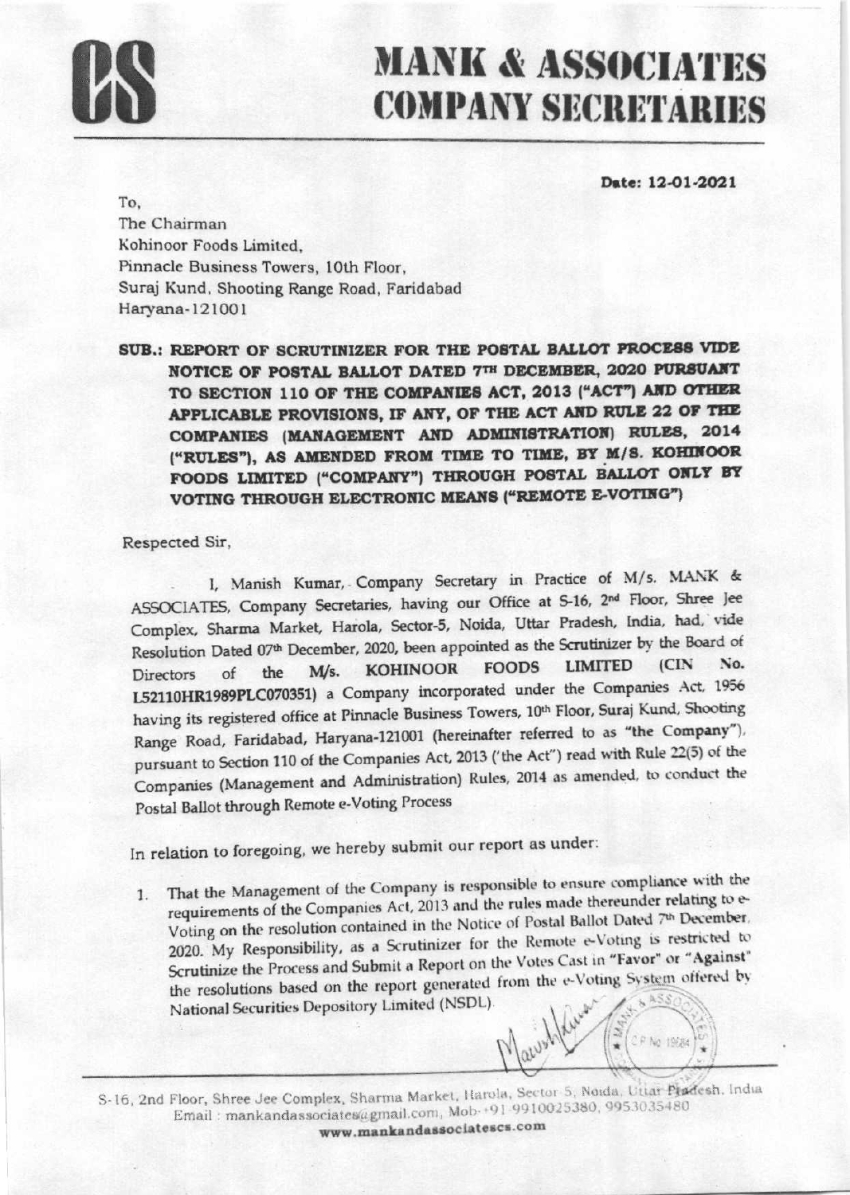# MANK & ASSOCIATES
## COMPANY SECRETARIES

**Date: 12-01-2021**

To,
The Chairman
Kohinoor Foods Limited,
Pinnacle Business Towers, 10th Floor,
Suraj Kund, Shooting Range Road, Faridabad
Haryana-121001

**SUB.: REPORT OF SCRUTINIZER FOR THE POSTAL BALLOT PROCESS VIDE NOTICE OF POSTAL BALLOT DATED 7TH DECEMBER, 2020 PURSUANT TO SECTION 110 OF THE COMPANIES ACT, 2013 ("ACT") AND OTHER APPLICABLE PROVISIONS, IF ANY, OF THE ACT AND RULE 22 OF THE COMPANIES (MANAGEMENT AND ADMINISTRATION) RULES, 2014 ("RULES"), AS AMENDED FROM TIME TO TIME, BY M/S. KOHINOOR FOODS LIMITED ("COMPANY") THROUGH POSTAL BALLOT ONLY BY VOTING THROUGH ELECTRONIC MEANS ("REMOTE E-VOTING")**

Respected Sir,

I, Manish Kumar, Company Secretary in Practice of M/s. MANK & ASSOCIATES, Company Secretaries, having our Office at S-16, 2nd Floor, Shree Jee Complex, Sharma Market, Harola, Sector-5, Noida, Uttar Pradesh, India, had, vide Resolution Dated 07th December, 2020, been appointed as the Scrutinizer by the Board of Directors of the M/s. KOHINOOR FOODS LIMITED (CIN No. L52110HR1989PLC070351) a Company incorporated under the Companies Act, 1956 having its registered office at Pinnacle Business Towers, 10th Floor, Suraj Kund, Shooting Range Road, Faridabad, Haryana-121001 (hereinafter referred to as "the Company"), pursuant to Section 110 of the Companies Act, 2013 ('the Act") read with Rule 22(5) of the Companies (Management and Administration) Rules, 2014 as amended, to conduct the Postal Ballot through Remote e-Voting Process

In relation to foregoing, we hereby submit our report as under:

1. That the Management of the Company is responsible to ensure compliance with the requirements of the Companies Act, 2013 and the rules made thereunder relating to e-Voting on the resolution contained in the Notice of Postal Ballot Dated 7th December, 2020. My Responsibility, as a Scrutinizer for the Remote e-Voting is restricted to Scrutinize the Process and Submit a Report on the Votes Cast in "Favor" or "Against" the resolutions based on the report generated from the e-Voting System offered by National Securities Depository Limited (NSDL).

S-16, 2nd Floor, Shree Jee Complex, Sharma Market, Harola, Sector-5, Noida, Uttar Pradesh, India
Email : mankandassociates@gmail.com, Mob-+91-9910025380, 9953035480
www.mankandassociatescs.com